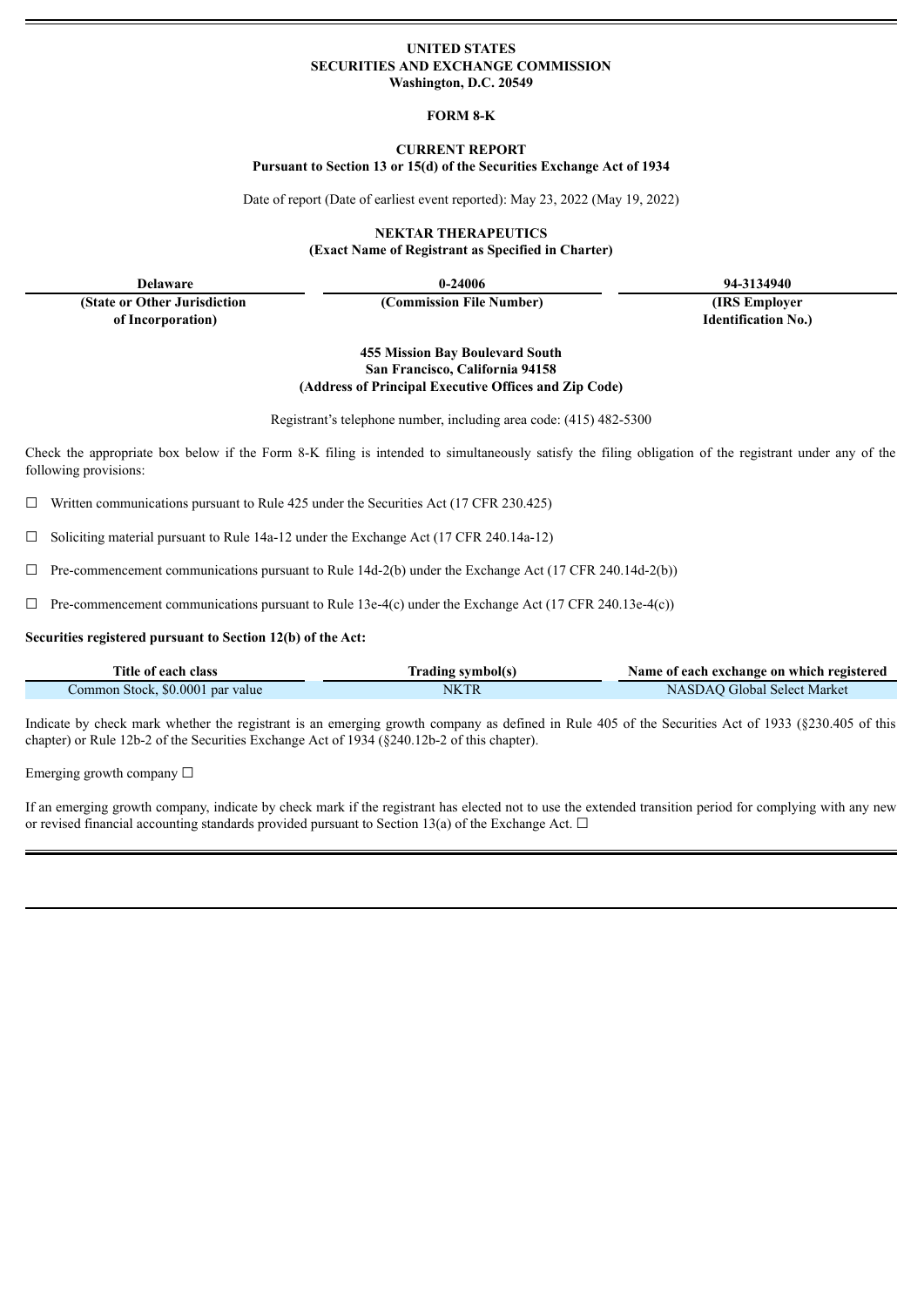**UNITED STATES**
**SECURITIES AND EXCHANGE COMMISSION**
**Washington, D.C. 20549**

**FORM 8-K**

**CURRENT REPORT**
**Pursuant to Section 13 or 15(d) of the Securities Exchange Act of 1934**

Date of report (Date of earliest event reported): May 23, 2022 (May 19, 2022)

**NEKTAR THERAPEUTICS**
**(Exact Name of Registrant as Specified in Charter)**

| Delaware | 0-24006 | 94-3134940 |
|---|---|---|
| **(State or Other Jurisdiction of Incorporation)** | **(Commission File Number)** | **(IRS Employer Identification No.)** |

**455 Mission Bay Boulevard South**
**San Francisco, California 94158**
**(Address of Principal Executive Offices and Zip Code)**

Registrant's telephone number, including area code: (415) 482-5300

Check the appropriate box below if the Form 8-K filing is intended to simultaneously satisfy the filing obligation of the registrant under any of the following provisions:

☐ Written communications pursuant to Rule 425 under the Securities Act (17 CFR 230.425)

☐ Soliciting material pursuant to Rule 14a-12 under the Exchange Act (17 CFR 240.14a-12)

☐ Pre-commencement communications pursuant to Rule 14d-2(b) under the Exchange Act (17 CFR 240.14d-2(b))

☐ Pre-commencement communications pursuant to Rule 13e-4(c) under the Exchange Act (17 CFR 240.13e-4(c))

**Securities registered pursuant to Section 12(b) of the Act:**

| Title of each class | Trading symbol(s) | Name of each exchange on which registered |
|---|---|---|
| Common Stock, $0.0001 par value | NKTR | NASDAQ Global Select Market |

Indicate by check mark whether the registrant is an emerging growth company as defined in Rule 405 of the Securities Act of 1933 (§230.405 of this chapter) or Rule 12b-2 of the Securities Exchange Act of 1934 (§240.12b-2 of this chapter).

Emerging growth company ☐

If an emerging growth company, indicate by check mark if the registrant has elected not to use the extended transition period for complying with any new or revised financial accounting standards provided pursuant to Section 13(a) of the Exchange Act. ☐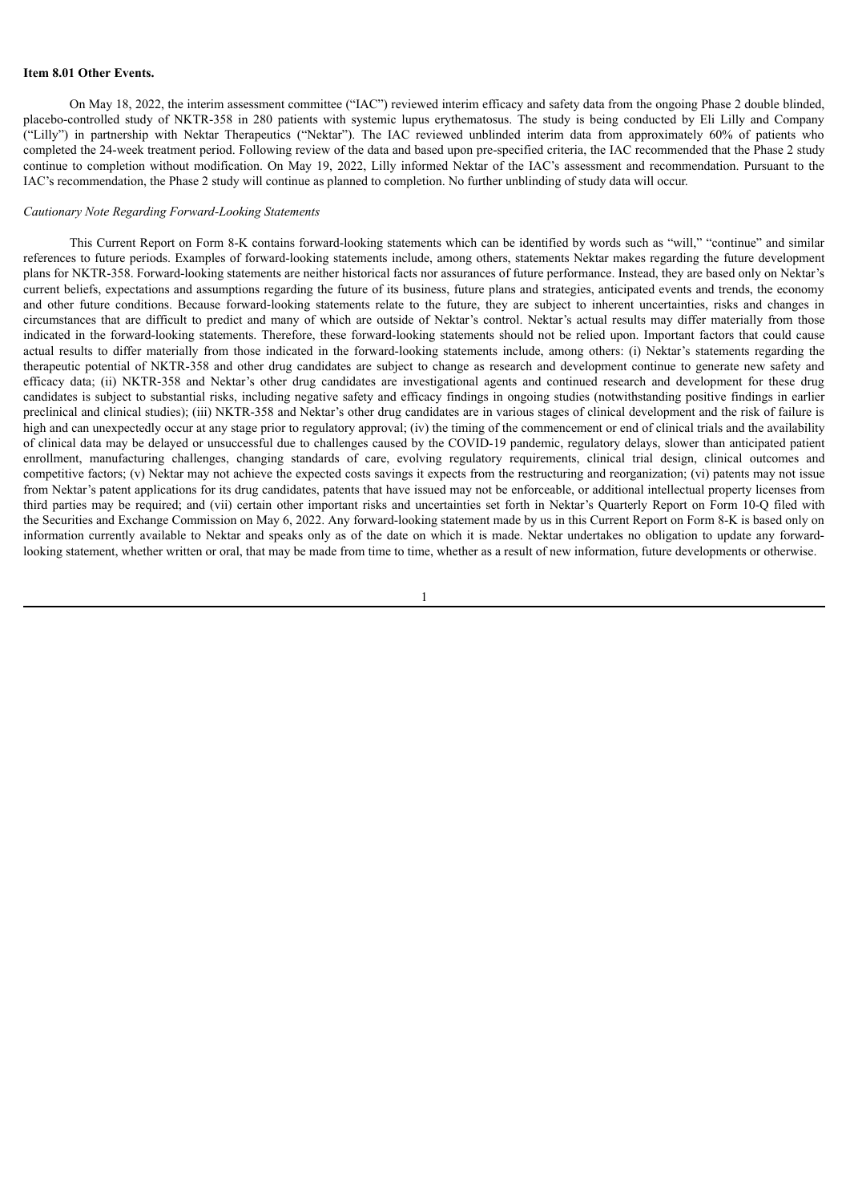**Item 8.01 Other Events.**

On May 18, 2022, the interim assessment committee ("IAC") reviewed interim efficacy and safety data from the ongoing Phase 2 double blinded, placebo-controlled study of NKTR-358 in 280 patients with systemic lupus erythematosus. The study is being conducted by Eli Lilly and Company ("Lilly") in partnership with Nektar Therapeutics ("Nektar"). The IAC reviewed unblinded interim data from approximately 60% of patients who completed the 24-week treatment period. Following review of the data and based upon pre-specified criteria, the IAC recommended that the Phase 2 study continue to completion without modification. On May 19, 2022, Lilly informed Nektar of the IAC's assessment and recommendation. Pursuant to the IAC's recommendation, the Phase 2 study will continue as planned to completion. No further unblinding of study data will occur.

*Cautionary Note Regarding Forward-Looking Statements*

This Current Report on Form 8-K contains forward-looking statements which can be identified by words such as "will," "continue" and similar references to future periods. Examples of forward-looking statements include, among others, statements Nektar makes regarding the future development plans for NKTR-358. Forward-looking statements are neither historical facts nor assurances of future performance. Instead, they are based only on Nektar's current beliefs, expectations and assumptions regarding the future of its business, future plans and strategies, anticipated events and trends, the economy and other future conditions. Because forward-looking statements relate to the future, they are subject to inherent uncertainties, risks and changes in circumstances that are difficult to predict and many of which are outside of Nektar's control. Nektar's actual results may differ materially from those indicated in the forward-looking statements. Therefore, these forward-looking statements should not be relied upon. Important factors that could cause actual results to differ materially from those indicated in the forward-looking statements include, among others: (i) Nektar's statements regarding the therapeutic potential of NKTR-358 and other drug candidates are subject to change as research and development continue to generate new safety and efficacy data; (ii) NKTR-358 and Nektar's other drug candidates are investigational agents and continued research and development for these drug candidates is subject to substantial risks, including negative safety and efficacy findings in ongoing studies (notwithstanding positive findings in earlier preclinical and clinical studies); (iii) NKTR-358 and Nektar's other drug candidates are in various stages of clinical development and the risk of failure is high and can unexpectedly occur at any stage prior to regulatory approval; (iv) the timing of the commencement or end of clinical trials and the availability of clinical data may be delayed or unsuccessful due to challenges caused by the COVID-19 pandemic, regulatory delays, slower than anticipated patient enrollment, manufacturing challenges, changing standards of care, evolving regulatory requirements, clinical trial design, clinical outcomes and competitive factors; (v) Nektar may not achieve the expected costs savings it expects from the restructuring and reorganization; (vi) patents may not issue from Nektar's patent applications for its drug candidates, patents that have issued may not be enforceable, or additional intellectual property licenses from third parties may be required; and (vii) certain other important risks and uncertainties set forth in Nektar's Quarterly Report on Form 10-Q filed with the Securities and Exchange Commission on May 6, 2022. Any forward-looking statement made by us in this Current Report on Form 8-K is based only on information currently available to Nektar and speaks only as of the date on which it is made. Nektar undertakes no obligation to update any forward-looking statement, whether written or oral, that may be made from time to time, whether as a result of new information, future developments or otherwise.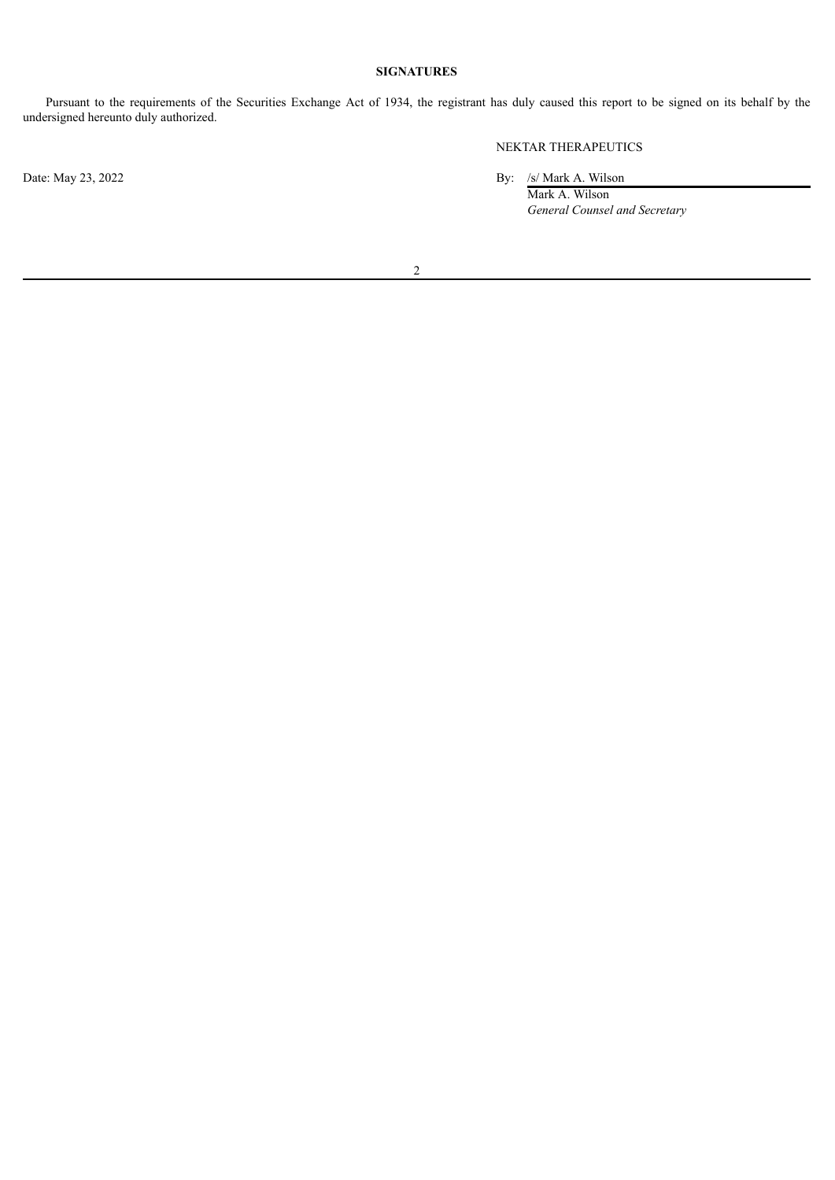**SIGNATURES**

Pursuant to the requirements of the Securities Exchange Act of 1934, the registrant has duly caused this report to be signed on its behalf by the undersigned hereunto duly authorized.

NEKTAR THERAPEUTICS

Date: May 23, 2022

By: /s/ Mark A. Wilson

Mark A. Wilson

*General Counsel and Secretary*